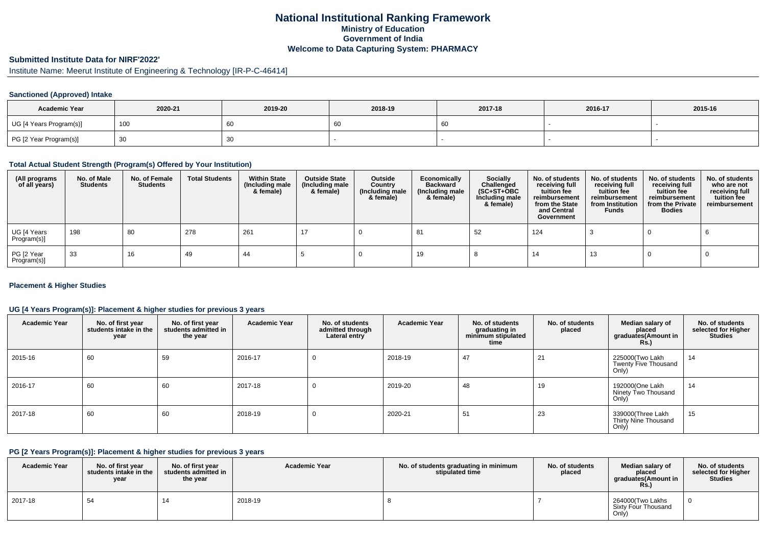# National Institutional Ranking Framework
## Ministry of Education
## Government of India
## Welcome to Data Capturing System: PHARMACY

**Submitted Institute Data for NIRF'2022'**

Institute Name: Meerut Institute of Engineering & Technology [IR-P-C-46414]

### Sanctioned (Approved) Intake

| Academic Year | 2020-21 | 2019-20 | 2018-19 | 2017-18 | 2016-17 | 2015-16 |
|---|---|---|---|---|---|---|
| UG [4 Years Program(s)] | 100 | 60 | 60 | 60 | - | - |
| PG [2 Year Program(s)] | 30 | 30 | - | - | - | - |

### Total Actual Student Strength (Program(s) Offered by Your Institution)

| (All programs of all years) | No. of Male Students | No. of Female Students | Total Students | Within State (Including male & female) | Outside State (Including male & female) | Outside Country (Including male & female) | Economically Backward (Including male & female) | Socially Challenged (SC+ST+OBC Including male & female) | No. of students receiving full tuition fee reimbursement from the State and Central Government | No. of students receiving full tuition fee reimbursement from Institution Funds | No. of students receiving full tuition fee reimbursement from the Private Bodies | No. of students who are not receiving full tuition fee reimbursement |
|---|---|---|---|---|---|---|---|---|---|---|---|---|
| UG [4 Years Program(s)] | 198 | 80 | 278 | 261 | 17 | 0 | 81 | 52 | 124 | 3 | 0 | 6 |
| PG [2 Year Program(s)] | 33 | 16 | 49 | 44 | 5 | 0 | 19 | 8 | 14 | 13 | 0 | 0 |

### Placement & Higher Studies

#### UG [4 Years Program(s)]: Placement & higher studies for previous 3 years

| Academic Year | No. of first year students intake in the year | No. of first year students admitted in the year | Academic Year | No. of students admitted through Lateral entry | Academic Year | No. of students graduating in minimum stipulated time | No. of students placed | Median salary of placed graduates(Amount in Rs.) | No. of students selected for Higher Studies |
|---|---|---|---|---|---|---|---|---|---|
| 2015-16 | 60 | 59 | 2016-17 | 0 | 2018-19 | 47 | 21 | 225000(Two Lakh Twenty Five Thousand Only) | 14 |
| 2016-17 | 60 | 60 | 2017-18 | 0 | 2019-20 | 48 | 19 | 192000(One Lakh Ninety Two Thousand Only) | 14 |
| 2017-18 | 60 | 60 | 2018-19 | 0 | 2020-21 | 51 | 23 | 339000(Three Lakh Thirty Nine Thousand Only) | 15 |

#### PG [2 Years Program(s)]: Placement & higher studies for previous 3 years

| Academic Year | No. of first year students intake in the year | No. of first year students admitted in the year | Academic Year | No. of students graduating in minimum stipulated time | No. of students placed | Median salary of placed graduates(Amount in Rs.) | No. of students selected for Higher Studies |
|---|---|---|---|---|---|---|---|
| 2017-18 | 54 | 14 | 2018-19 | 8 | 7 | 264000(Two Lakhs Sixty Four Thousand Only) | 0 |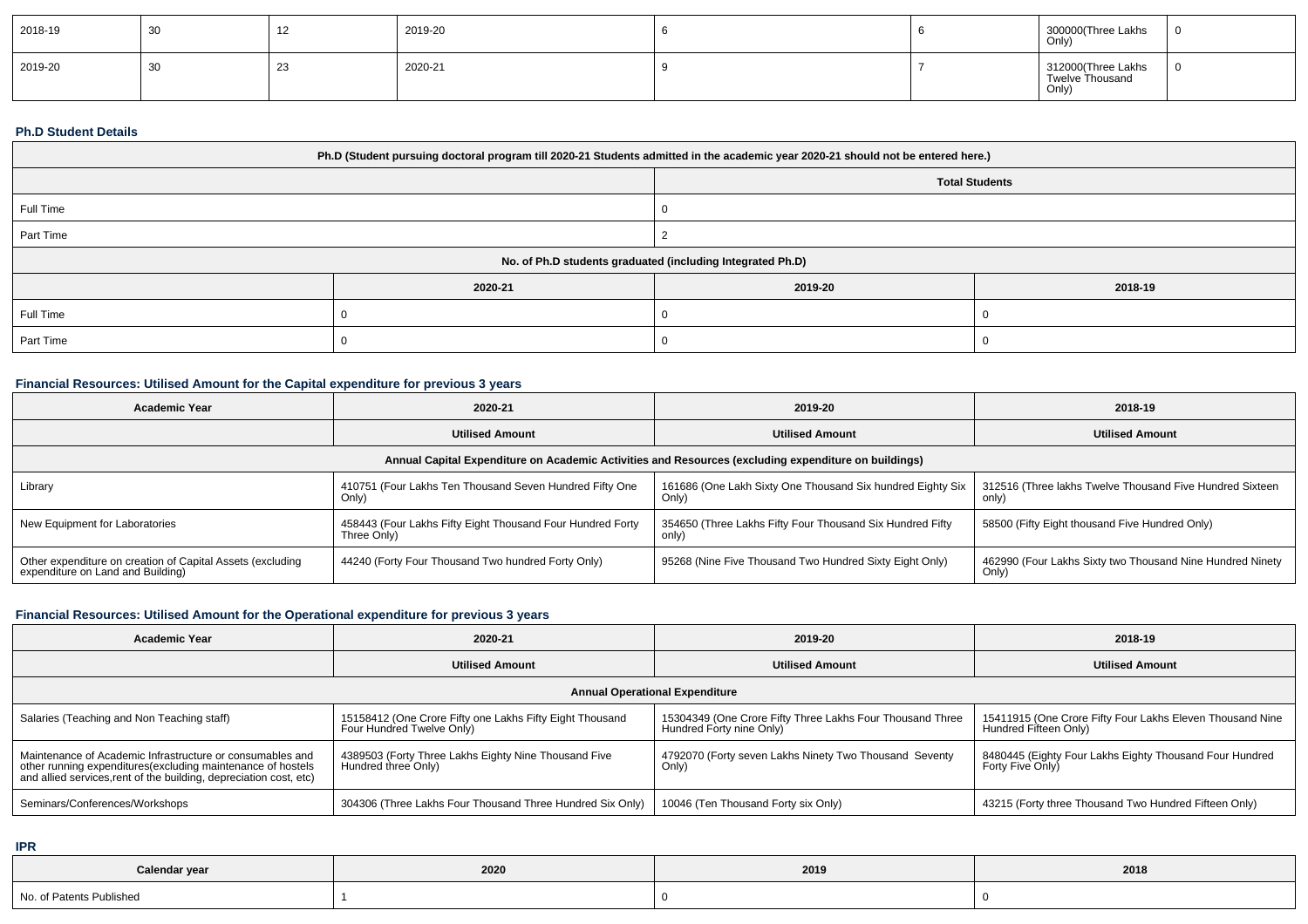| 2018-19 | 30 | 12 | 2019-20 | 6 | 6 | 300000(Three Lakhs Only) | 0 |
|---|---|---|---|---|---|---|---|
| 2019-20 | 30 | 23 | 2020-21 | 9 | 7 | 312000(Three Lakhs Twelve Thousand Only) | 0 |

### Ph.D Student Details

| Ph.D (Student pursuing doctoral program till 2020-21 Students admitted in the academic year 2020-21 should not be entered here.) | | | |
|---|---|---|---|
| | Total Students | | |
| Full Time | 0 | | |
| Part Time | 2 | | |
| No. of Ph.D students graduated (including Integrated Ph.D) | | | |
| | 2020-21 | 2019-20 | 2018-19 |
| Full Time | 0 | 0 | 0 |
| Part Time | 0 | 0 | 0 |

### Financial Resources: Utilised Amount for the Capital expenditure for previous 3 years

| Academic Year | 2020-21 | 2019-20 | 2018-19 |
|---|---|---|---|
| | Utilised Amount | Utilised Amount | Utilised Amount |
| Annual Capital Expenditure on Academic Activities and Resources (excluding expenditure on buildings) | | | |
| Library | 410751 (Four Lakhs Ten Thousand Seven Hundred Fifty One Only) | 161686 (One Lakh Sixty One Thousand Six hundred Eighty Six Only) | 312516 (Three lakhs Twelve Thousand Five Hundred Sixteen only) |
| New Equipment for Laboratories | 458443 (Four Lakhs Fifty Eight Thousand Four Hundred Forty Three Only) | 354650 (Three Lakhs Fifty Four Thousand Six Hundred Fifty only) | 58500 (Fifty Eight thousand Five Hundred Only) |
| Other expenditure on creation of Capital Assets (excluding expenditure on Land and Building) | 44240 (Forty Four Thousand Two hundred Forty Only) | 95268 (Nine Five Thousand Two Hundred Sixty Eight Only) | 462990 (Four Lakhs Sixty two Thousand Nine Hundred Ninety Only) |

### Financial Resources: Utilised Amount for the Operational expenditure for previous 3 years

| Academic Year | 2020-21 | 2019-20 | 2018-19 |
|---|---|---|---|
| | Utilised Amount | Utilised Amount | Utilised Amount |
| Annual Operational Expenditure | | | |
| Salaries (Teaching and Non Teaching staff) | 15158412 (One Crore Fifty one Lakhs Fifty Eight Thousand Four Hundred Twelve Only) | 15304349 (One Crore Fifty Three Lakhs Four Thousand Three Hundred Forty nine Only) | 15411915 (One Crore Fifty Four Lakhs Eleven Thousand Nine Hundred Fifteen Only) |
| Maintenance of Academic Infrastructure or consumables and other running expenditures(excluding maintenance of hostels and allied services,rent of the building, depreciation cost, etc) | 4389503 (Forty Three Lakhs Eighty Nine Thousand Five Hundred three Only) | 4792070 (Forty seven Lakhs Ninety Two Thousand Seventy Only) | 8480445 (Eighty Four Lakhs Eighty Thousand Four Hundred Forty Five Only) |
| Seminars/Conferences/Workshops | 304306 (Three Lakhs Four Thousand Three Hundred Six Only) | 10046 (Ten Thousand Forty six Only) | 43215 (Forty three Thousand Two Hundred Fifteen Only) |

### IPR

| Calendar year | 2020 | 2019 | 2018 |
|---|---|---|---|
| No. of Patents Published | 1 | 0 | 0 |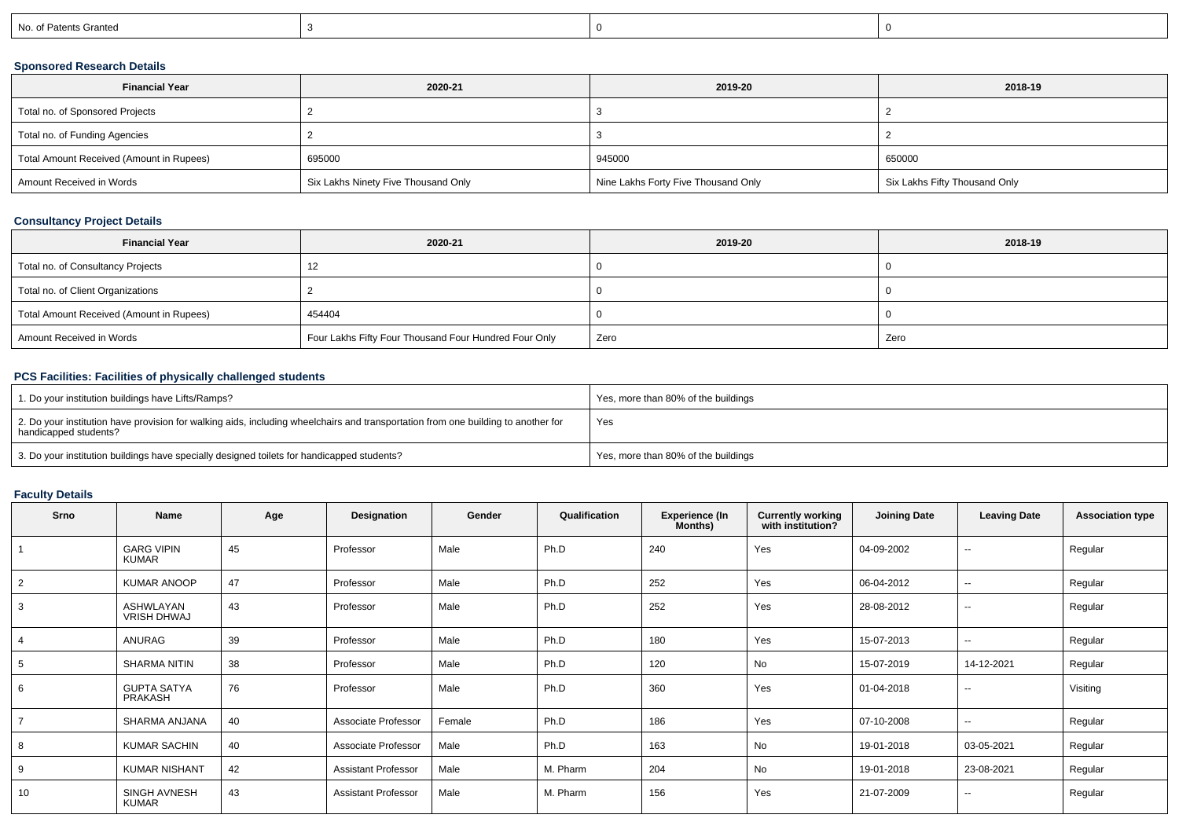| No. of Patents Granted | 3 | 0 | 0 |
|---|---|---|---|

### Sponsored Research Details

| Financial Year | 2020-21 | 2019-20 | 2018-19 |
|---|---|---|---|
| Total no. of Sponsored Projects | 2 | 3 | 2 |
| Total no. of Funding Agencies | 2 | 3 | 2 |
| Total Amount Received (Amount in Rupees) | 695000 | 945000 | 650000 |
| Amount Received in Words | Six Lakhs Ninety Five Thousand Only | Nine Lakhs Forty Five Thousand Only | Six Lakhs Fifty Thousand Only |

### Consultancy Project Details

| Financial Year | 2020-21 | 2019-20 | 2018-19 |
|---|---|---|---|
| Total no. of Consultancy Projects | 12 | 0 | 0 |
| Total no. of Client Organizations | 2 | 0 | 0 |
| Total Amount Received (Amount in Rupees) | 454404 | 0 | 0 |
| Amount Received in Words | Four Lakhs Fifty Four Thousand Four Hundred Four Only | Zero | Zero |

### PCS Facilities: Facilities of physically challenged students

| | |
|---|---|
| 1. Do your institution buildings have Lifts/Ramps? | Yes, more than 80% of the buildings |
| 2. Do your institution have provision for walking aids, including wheelchairs and transportation from one building to another for handicapped students? | Yes |
| 3. Do your institution buildings have specially designed toilets for handicapped students? | Yes, more than 80% of the buildings |

### Faculty Details

| Srno | Name | Age | Designation | Gender | Qualification | Experience (In Months) | Currently working with institution? | Joining Date | Leaving Date | Association type |
|---|---|---|---|---|---|---|---|---|---|---|
| 1 | GARG VIPIN KUMAR | 45 | Professor | Male | Ph.D | 240 | Yes | 04-09-2002 | -- | Regular |
| 2 | KUMAR ANOOP | 47 | Professor | Male | Ph.D | 252 | Yes | 06-04-2012 | -- | Regular |
| 3 | ASHWLAYAN VRISH DHWAJ | 43 | Professor | Male | Ph.D | 252 | Yes | 28-08-2012 | -- | Regular |
| 4 | ANURAG | 39 | Professor | Male | Ph.D | 180 | Yes | 15-07-2013 | -- | Regular |
| 5 | SHARMA NITIN | 38 | Professor | Male | Ph.D | 120 | No | 15-07-2019 | 14-12-2021 | Regular |
| 6 | GUPTA SATYA PRAKASH | 76 | Professor | Male | Ph.D | 360 | Yes | 01-04-2018 | -- | Visiting |
| 7 | SHARMA ANJANA | 40 | Associate Professor | Female | Ph.D | 186 | Yes | 07-10-2008 | -- | Regular |
| 8 | KUMAR SACHIN | 40 | Associate Professor | Male | Ph.D | 163 | No | 19-01-2018 | 03-05-2021 | Regular |
| 9 | KUMAR NISHANT | 42 | Assistant Professor | Male | M. Pharm | 204 | No | 19-01-2018 | 23-08-2021 | Regular |
| 10 | SINGH AVNESH KUMAR | 43 | Assistant Professor | Male | M. Pharm | 156 | Yes | 21-07-2009 | -- | Regular |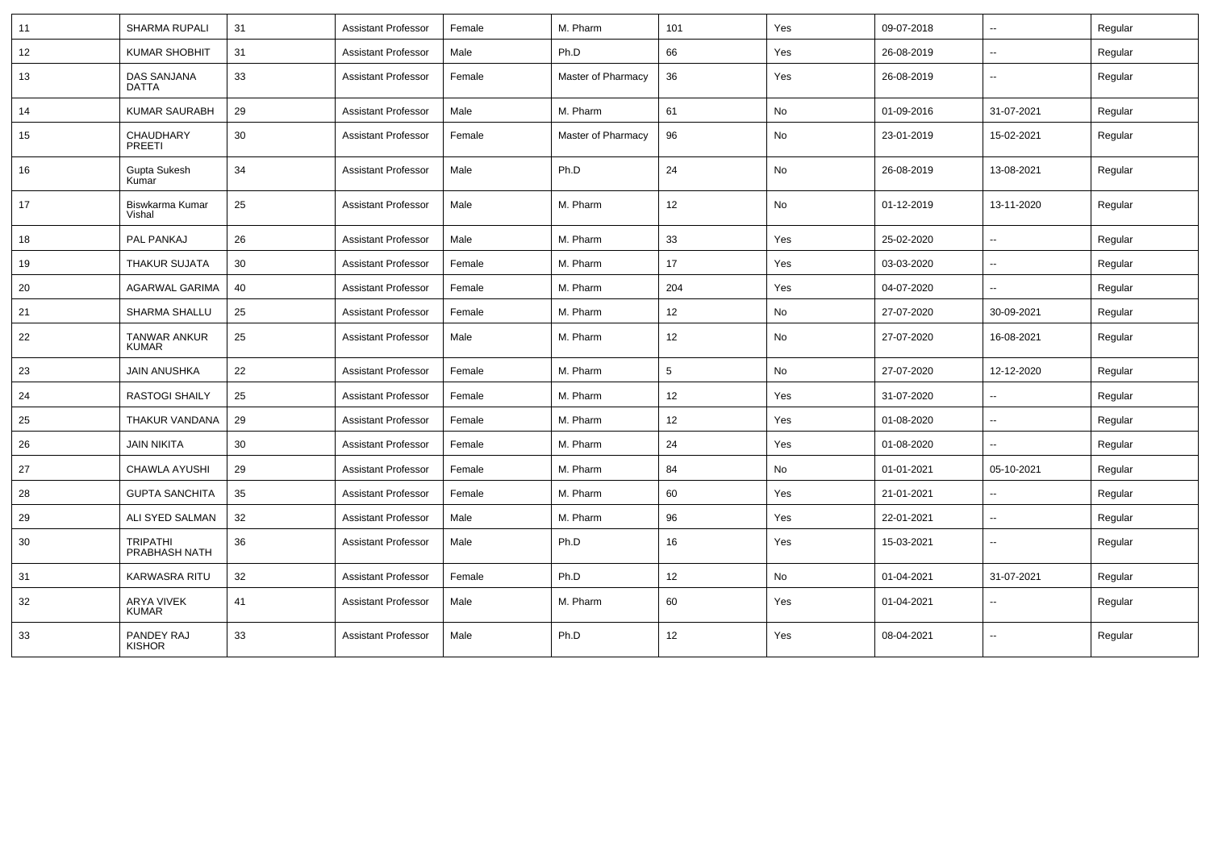| | | | | | | | | | | |
|---|---|---|---|---|---|---|---|---|---|---|
| 11 | SHARMA RUPALI | 31 | Assistant Professor | Female | M. Pharm | 101 | Yes | 09-07-2018 | -- | Regular |
| 12 | KUMAR SHOBHIT | 31 | Assistant Professor | Male | Ph.D | 66 | Yes | 26-08-2019 | -- | Regular |
| 13 | DAS SANJANA DATTA | 33 | Assistant Professor | Female | Master of Pharmacy | 36 | Yes | 26-08-2019 | -- | Regular |
| 14 | KUMAR SAURABH | 29 | Assistant Professor | Male | M. Pharm | 61 | No | 01-09-2016 | 31-07-2021 | Regular |
| 15 | CHAUDHARY PREETI | 30 | Assistant Professor | Female | Master of Pharmacy | 96 | No | 23-01-2019 | 15-02-2021 | Regular |
| 16 | Gupta Sukesh Kumar | 34 | Assistant Professor | Male | Ph.D | 24 | No | 26-08-2019 | 13-08-2021 | Regular |
| 17 | Biswkarma Kumar Vishal | 25 | Assistant Professor | Male | M. Pharm | 12 | No | 01-12-2019 | 13-11-2020 | Regular |
| 18 | PAL PANKAJ | 26 | Assistant Professor | Male | M. Pharm | 33 | Yes | 25-02-2020 | -- | Regular |
| 19 | THAKUR SUJATA | 30 | Assistant Professor | Female | M. Pharm | 17 | Yes | 03-03-2020 | -- | Regular |
| 20 | AGARWAL GARIMA | 40 | Assistant Professor | Female | M. Pharm | 204 | Yes | 04-07-2020 | -- | Regular |
| 21 | SHARMA SHALLU | 25 | Assistant Professor | Female | M. Pharm | 12 | No | 27-07-2020 | 30-09-2021 | Regular |
| 22 | TANWAR ANKUR KUMAR | 25 | Assistant Professor | Male | M. Pharm | 12 | No | 27-07-2020 | 16-08-2021 | Regular |
| 23 | JAIN ANUSHKA | 22 | Assistant Professor | Female | M. Pharm | 5 | No | 27-07-2020 | 12-12-2020 | Regular |
| 24 | RASTOGI SHAILY | 25 | Assistant Professor | Female | M. Pharm | 12 | Yes | 31-07-2020 | -- | Regular |
| 25 | THAKUR VANDANA | 29 | Assistant Professor | Female | M. Pharm | 12 | Yes | 01-08-2020 | -- | Regular |
| 26 | JAIN NIKITA | 30 | Assistant Professor | Female | M. Pharm | 24 | Yes | 01-08-2020 | -- | Regular |
| 27 | CHAWLA AYUSHI | 29 | Assistant Professor | Female | M. Pharm | 84 | No | 01-01-2021 | 05-10-2021 | Regular |
| 28 | GUPTA SANCHITA | 35 | Assistant Professor | Female | M. Pharm | 60 | Yes | 21-01-2021 | -- | Regular |
| 29 | ALI SYED SALMAN | 32 | Assistant Professor | Male | M. Pharm | 96 | Yes | 22-01-2021 | -- | Regular |
| 30 | TRIPATHI PRABHASH NATH | 36 | Assistant Professor | Male | Ph.D | 16 | Yes | 15-03-2021 | -- | Regular |
| 31 | KARWASRA RITU | 32 | Assistant Professor | Female | Ph.D | 12 | No | 01-04-2021 | 31-07-2021 | Regular |
| 32 | ARYA VIVEK KUMAR | 41 | Assistant Professor | Male | M. Pharm | 60 | Yes | 01-04-2021 | -- | Regular |
| 33 | PANDEY RAJ KISHOR | 33 | Assistant Professor | Male | Ph.D | 12 | Yes | 08-04-2021 | -- | Regular |